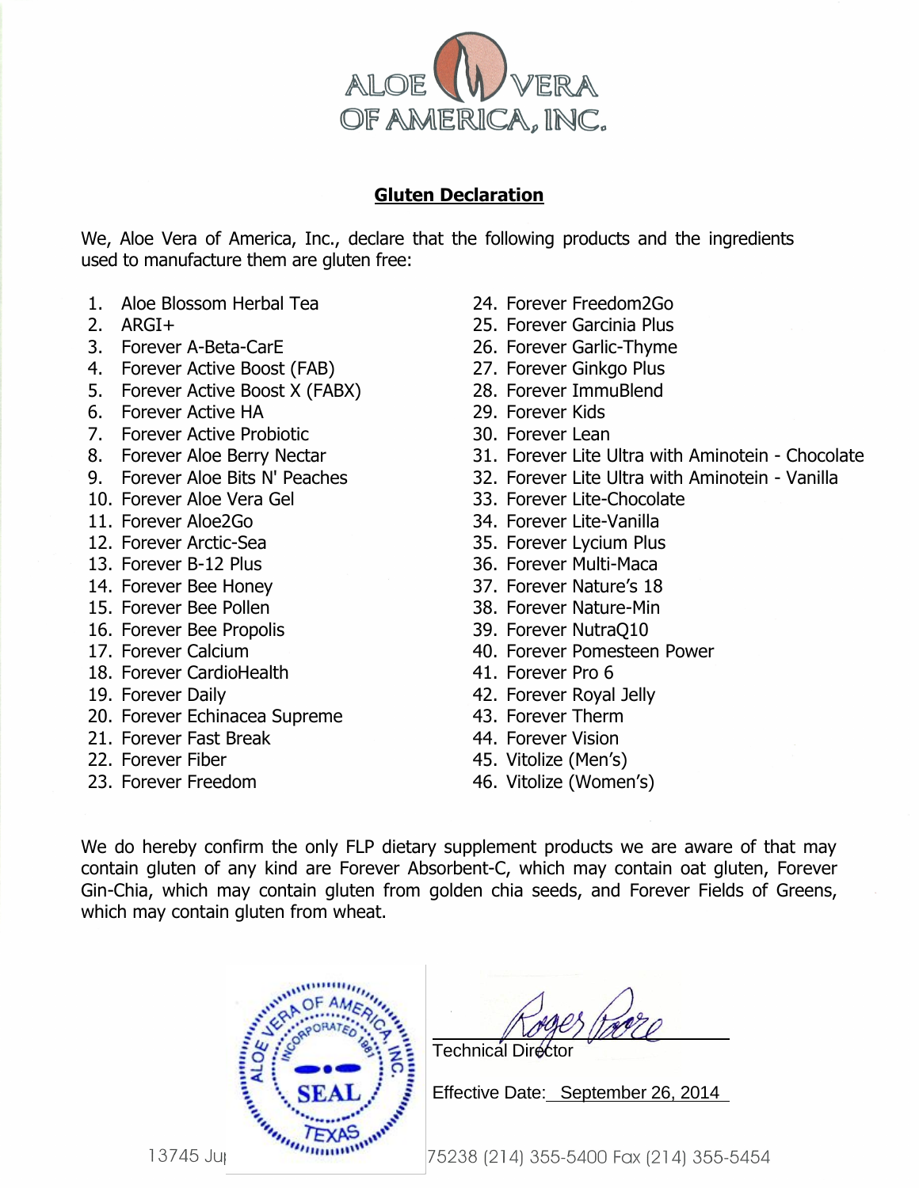ALOE VERA OF AMERICA, INC.

## Gluten Declaration

We, Aloe Vera of America, Inc., declare that the following products and the ingredients used to manufacture them are gluten free:

1. Aloe Blossom Herbal Tea
2. ARGI+
3. Forever A-Beta-CarE
4. Forever Active Boost (FAB)
5. Forever Active Boost X (FABX)
6. Forever Active HA
7. Forever Active Probiotic
8. Forever Aloe Berry Nectar
9. Forever Aloe Bits N' Peaches
10. Forever Aloe Vera Gel
11. Forever Aloe2Go
12. Forever Arctic-Sea
13. Forever B-12 Plus
14. Forever Bee Honey
15. Forever Bee Pollen
16. Forever Bee Propolis
17. Forever Calcium
18. Forever CardioHealth
19. Forever Daily
20. Forever Echinacea Supreme
21. Forever Fast Break
22. Forever Fiber
23. Forever Freedom
24. Forever Freedom2Go
25. Forever Garcinia Plus
26. Forever Garlic-Thyme
27. Forever Ginkgo Plus
28. Forever ImmuBlend
29. Forever Kids
30. Forever Lean
31. Forever Lite Ultra with Aminotein - Chocolate
32. Forever Lite Ultra with Aminotein - Vanilla
33. Forever Lite-Chocolate
34. Forever Lite-Vanilla
35. Forever Lycium Plus
36. Forever Multi-Maca
37. Forever Nature's 18
38. Forever Nature-Min
39. Forever NutraQ10
40. Forever Pomesteen Power
41. Forever Pro 6
42. Forever Royal Jelly
43. Forever Therm
44. Forever Vision
45. Vitolize (Men's)
46. Vitolize (Women's)

We do hereby confirm the only FLP dietary supplement products we are aware of that may contain gluten of any kind are Forever Absorbent-C, which may contain oat gluten, Forever Gin-Chia, which may contain gluten from golden chia seeds, and Forever Fields of Greens, which may contain gluten from wheat.

ALOE VERA OF AMERICA, INC. INCORPORATED 1981 SEAL TEXAS

Technical Director

Effective Date: September 26, 2014

13745 Ju[...] 75238 (214) 355-5400 Fax (214) 355-5454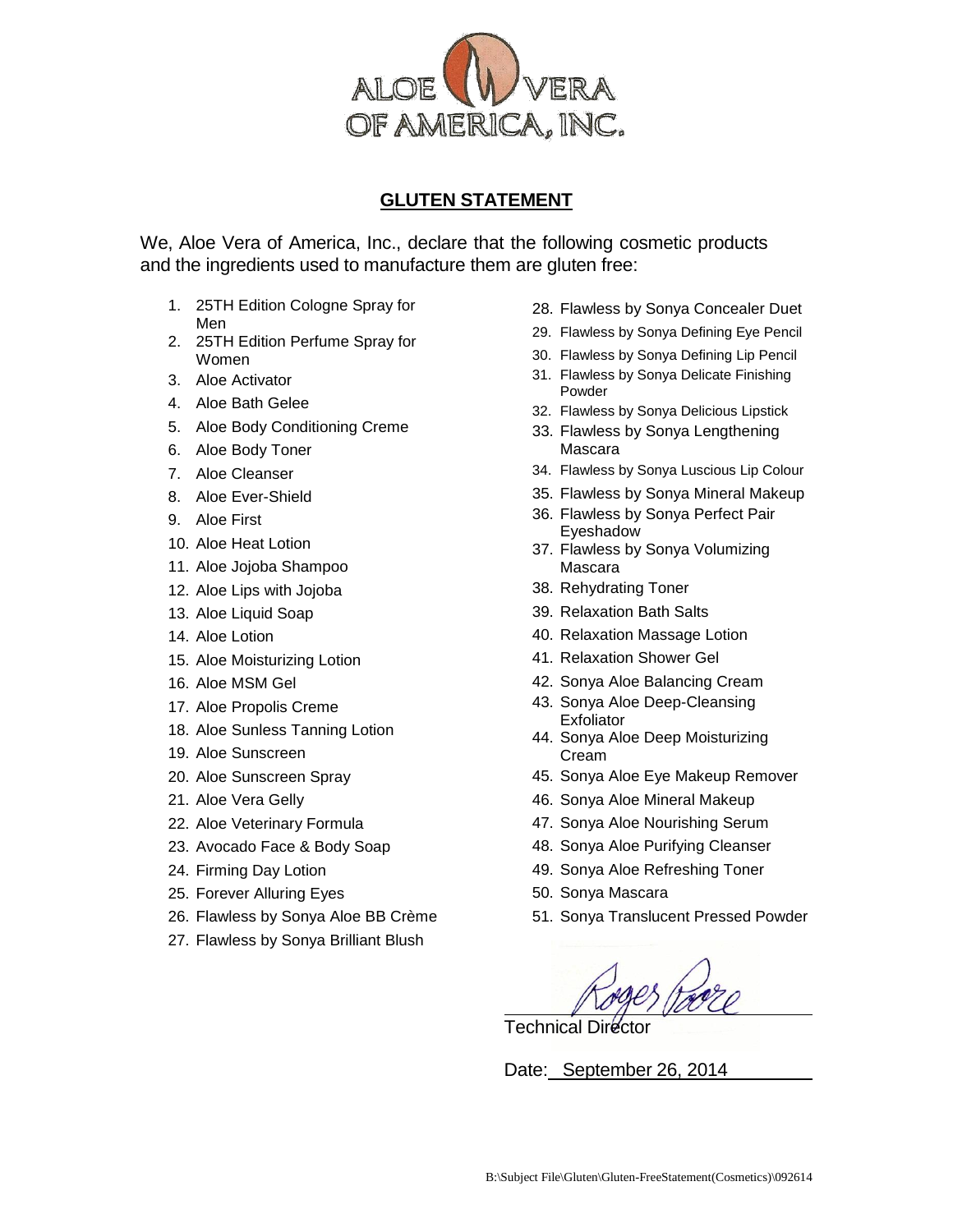ALOE VERA OF AMERICA, INC.

## GLUTEN STATEMENT

We, Aloe Vera of America, Inc., declare that the following cosmetic products and the ingredients used to manufacture them are gluten free:

1. 25TH Edition Cologne Spray for Men
2. 25TH Edition Perfume Spray for Women
3. Aloe Activator
4. Aloe Bath Gelee
5. Aloe Body Conditioning Creme
6. Aloe Body Toner
7. Aloe Cleanser
8. Aloe Ever-Shield
9. Aloe First
10. Aloe Heat Lotion
11. Aloe Jojoba Shampoo
12. Aloe Lips with Jojoba
13. Aloe Liquid Soap
14. Aloe Lotion
15. Aloe Moisturizing Lotion
16. Aloe MSM Gel
17. Aloe Propolis Creme
18. Aloe Sunless Tanning Lotion
19. Aloe Sunscreen
20. Aloe Sunscreen Spray
21. Aloe Vera Gelly
22. Aloe Veterinary Formula
23. Avocado Face & Body Soap
24. Firming Day Lotion
25. Forever Alluring Eyes
26. Flawless by Sonya Aloe BB Crème
27. Flawless by Sonya Brilliant Blush
28. Flawless by Sonya Concealer Duet
29. Flawless by Sonya Defining Eye Pencil
30. Flawless by Sonya Defining Lip Pencil
31. Flawless by Sonya Delicate Finishing Powder
32. Flawless by Sonya Delicious Lipstick
33. Flawless by Sonya Lengthening Mascara
34. Flawless by Sonya Luscious Lip Colour
35. Flawless by Sonya Mineral Makeup
36. Flawless by Sonya Perfect Pair Eyeshadow
37. Flawless by Sonya Volumizing Mascara
38. Rehydrating Toner
39. Relaxation Bath Salts
40. Relaxation Massage Lotion
41. Relaxation Shower Gel
42. Sonya Aloe Balancing Cream
43. Sonya Aloe Deep-Cleansing Exfoliator
44. Sonya Aloe Deep Moisturizing Cream
45. Sonya Aloe Eye Makeup Remover
46. Sonya Aloe Mineral Makeup
47. Sonya Aloe Nourishing Serum
48. Sonya Aloe Purifying Cleanser
49. Sonya Aloe Refreshing Toner
50. Sonya Mascara
51. Sonya Translucent Pressed Powder

Roger Poore

Technical Director

Date: September 26, 2014

B:\Subject File\Gluten\Gluten-FreeStatement(Cosmetics)\092614